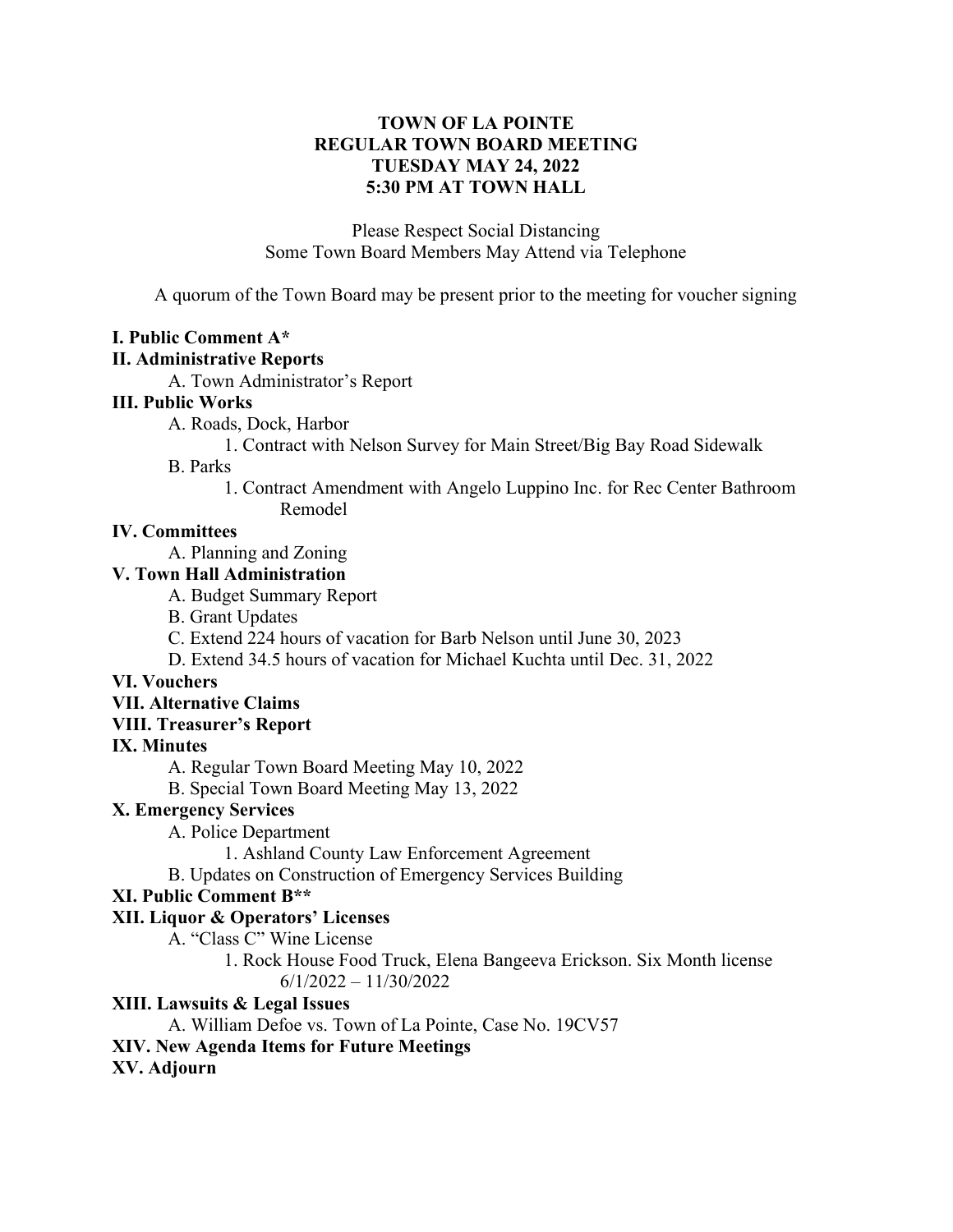# TOWN OF LA POINTE
# REGULAR TOWN BOARD MEETING
# TUESDAY MAY 24, 2022
# 5:30 PM AT TOWN HALL

Please Respect Social Distancing
Some Town Board Members May Attend via Telephone

A quorum of the Town Board may be present prior to the meeting for voucher signing

**I. Public Comment A***

**II. Administrative Reports**

- A. Town Administrator's Report

**III. Public Works**

- A. Roads, Dock, Harbor
  - 1. Contract with Nelson Survey for Main Street/Big Bay Road Sidewalk
- B. Parks
  - 1. Contract Amendment with Angelo Luppino Inc. for Rec Center Bathroom Remodel

**IV. Committees**

- A. Planning and Zoning

**V. Town Hall Administration**

- A. Budget Summary Report
- B. Grant Updates
- C. Extend 224 hours of vacation for Barb Nelson until June 30, 2023
- D. Extend 34.5 hours of vacation for Michael Kuchta until Dec. 31, 2022

**VI. Vouchers**

**VII. Alternative Claims**

**VIII. Treasurer's Report**

**IX. Minutes**

- A. Regular Town Board Meeting May 10, 2022
- B. Special Town Board Meeting May 13, 2022

**X. Emergency Services**

- A. Police Department
  - 1. Ashland County Law Enforcement Agreement
- B. Updates on Construction of Emergency Services Building

**XI. Public Comment B****

**XII. Liquor & Operators' Licenses**

- A. "Class C" Wine License
  - 1. Rock House Food Truck, Elena Bangeeva Erickson. Six Month license 6/1/2022 – 11/30/2022

**XIII. Lawsuits & Legal Issues**

- A. William Defoe vs. Town of La Pointe, Case No. 19CV57

**XIV. New Agenda Items for Future Meetings**

**XV. Adjourn**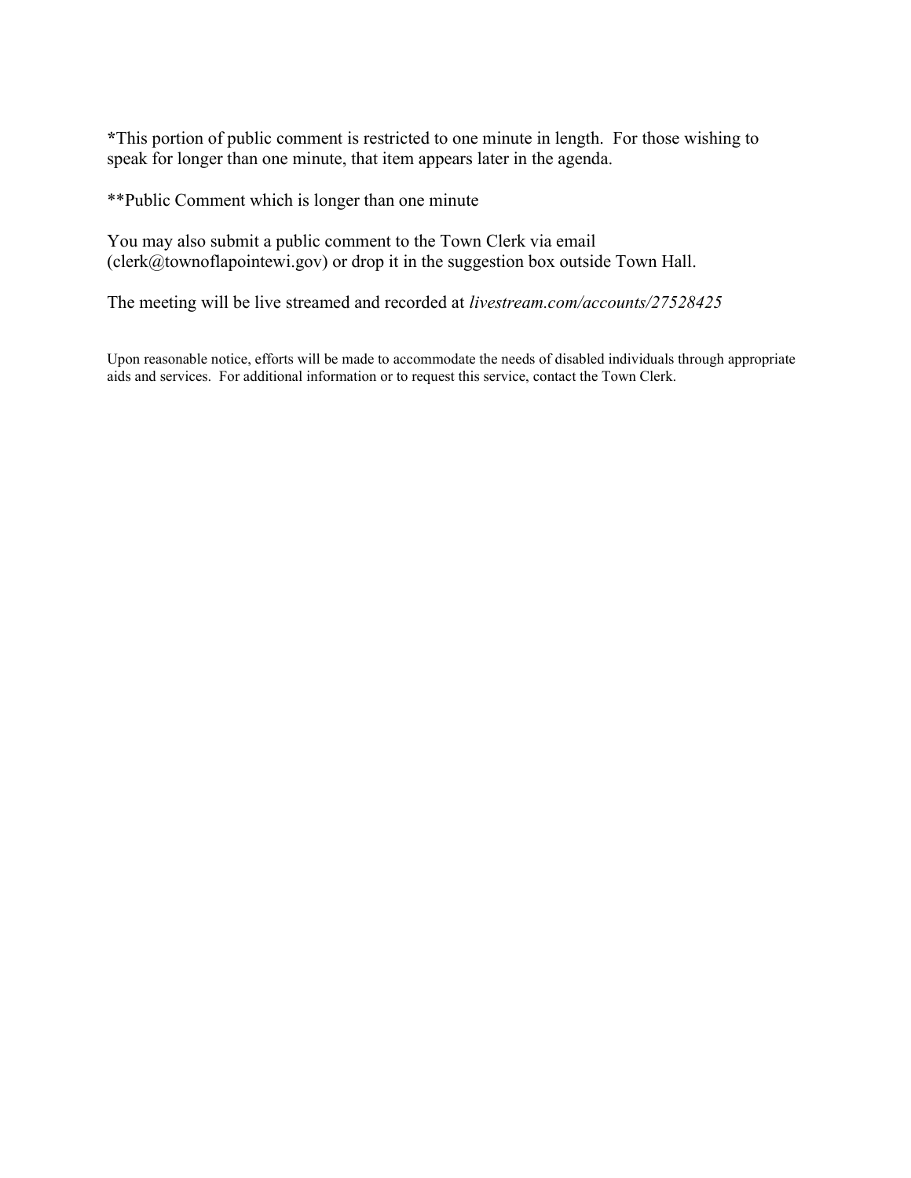*This portion of public comment is restricted to one minute in length.  For those wishing to speak for longer than one minute, that item appears later in the agenda.

**Public Comment which is longer than one minute

You may also submit a public comment to the Town Clerk via email (clerk@townoflapointewi.gov) or drop it in the suggestion box outside Town Hall.

The meeting will be live streamed and recorded at *livestream.com/accounts/27528425*

Upon reasonable notice, efforts will be made to accommodate the needs of disabled individuals through appropriate aids and services.  For additional information or to request this service, contact the Town Clerk.